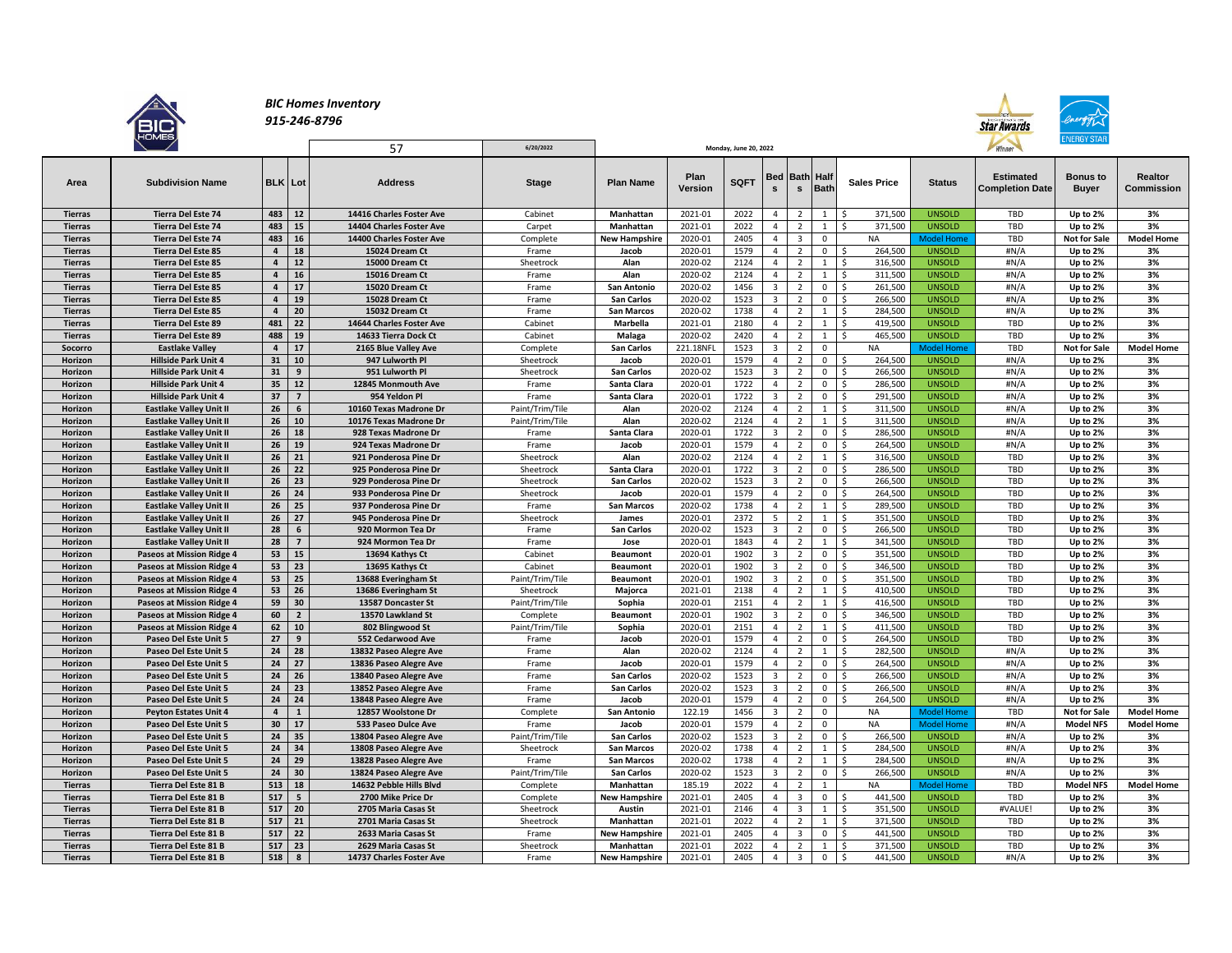*BIC Homes Inventory*
*915-246-8796*

57 | 6/20/2022 | Monday, June 20, 2022

| Area | Subdivision Name | BLK | Lot | Address | Stage | Plan Name | Plan Version | SQFT | Beds | Baths | Half Bath | Sales Price | Status | Estimated Completion Date | Bonus to Buyer | Realtor Commission |
|---|---|---|---|---|---|---|---|---|---|---|---|---|---|---|---|---|
| Tierras | Tierra Del Este 74 | 483 | 12 | 14416 Charles Foster Ave | Cabinet | Manhattan | 2021-01 | 2022 | 4 | 2 | 1 | $ 371,500 | UNSOLD | TBD | Up to 2% | 3% |
| Tierras | Tierra Del Este 74 | 483 | 15 | 14404 Charles Foster Ave | Carpet | Manhattan | 2021-01 | 2022 | 4 | 2 | 1 | $ 371,500 | UNSOLD | TBD | Up to 2% | 3% |
| Tierras | Tierra Del Este 74 | 483 | 16 | 14400 Charles Foster Ave | Complete | New Hampshire | 2020-01 | 2405 | 4 | 3 | 0 | NA | Model Home | TBD | Not for Sale | Model Home |
| Tierras | Tierra Del Este 85 | 4 | 18 | 15024 Dream Ct | Frame | Jacob | 2020-01 | 1579 | 4 | 2 | 0 | $ 264,500 | UNSOLD | #N/A | Up to 2% | 3% |
| Tierras | Tierra Del Este 85 | 4 | 12 | 15000 Dream Ct | Sheetrock | Alan | 2020-02 | 2124 | 4 | 2 | 1 | $ 316,500 | UNSOLD | #N/A | Up to 2% | 3% |
| Tierras | Tierra Del Este 85 | 4 | 16 | 15016 Dream Ct | Frame | Alan | 2020-02 | 2124 | 4 | 2 | 1 | $ 311,500 | UNSOLD | #N/A | Up to 2% | 3% |
| Tierras | Tierra Del Este 85 | 4 | 17 | 15020 Dream Ct | Frame | San Antonio | 2020-02 | 1456 | 3 | 2 | 0 | $ 261,500 | UNSOLD | #N/A | Up to 2% | 3% |
| Tierras | Tierra Del Este 85 | 4 | 19 | 15028 Dream Ct | Frame | San Carlos | 2020-02 | 1523 | 3 | 2 | 0 | $ 266,500 | UNSOLD | #N/A | Up to 2% | 3% |
| Tierras | Tierra Del Este 85 | 4 | 20 | 15032 Dream Ct | Frame | San Marcos | 2020-02 | 1738 | 4 | 2 | 1 | $ 284,500 | UNSOLD | #N/A | Up to 2% | 3% |
| Tierras | Tierra Del Este 89 | 481 | 22 | 14644 Charles Foster Ave | Cabinet | Marbella | 2021-01 | 2180 | 4 | 2 | 1 | $ 419,500 | UNSOLD | TBD | Up to 2% | 3% |
| Tierras | Tierra Del Este 89 | 488 | 19 | 14633 Tierra Dock Ct | Cabinet | Malaga | 2020-02 | 2420 | 4 | 2 | 1 | $ 465,500 | UNSOLD | TBD | Up to 2% | 3% |
| Socorro | Eastlake Valley | 4 | 17 | 2165 Blue Valley Ave | Complete | San Carlos | 221.18NFL | 1523 | 3 | 2 | 0 | NA | Model Home | TBD | Not for Sale | Model Home |
| Horizon | Hillside Park Unit 4 | 31 | 10 | 947 Lulworth Pl | Sheetrock | Jacob | 2020-01 | 1579 | 4 | 2 | 0 | $ 264,500 | UNSOLD | #N/A | Up to 2% | 3% |
| Horizon | Hillside Park Unit 4 | 31 | 9 | 951 Lulworth Pl | Sheetrock | San Carlos | 2020-02 | 1523 | 3 | 2 | 0 | $ 266,500 | UNSOLD | #N/A | Up to 2% | 3% |
| Horizon | Hillside Park Unit 4 | 35 | 12 | 12845 Monmouth Ave | Frame | Santa Clara | 2020-01 | 1722 | 4 | 2 | 0 | $ 286,500 | UNSOLD | #N/A | Up to 2% | 3% |
| Horizon | Hillside Park Unit 4 | 37 | 7 | 954 Yeldon Pl | Frame | Santa Clara | 2020-01 | 1722 | 3 | 2 | 0 | $ 291,500 | UNSOLD | #N/A | Up to 2% | 3% |
| Horizon | Eastlake Valley Unit II | 26 | 6 | 10160 Texas Madrone Dr | Paint/Trim/Tile | Alan | 2020-02 | 2124 | 4 | 2 | 1 | $ 311,500 | UNSOLD | #N/A | Up to 2% | 3% |
| Horizon | Eastlake Valley Unit II | 26 | 10 | 10176 Texas Madrone Dr | Paint/Trim/Tile | Alan | 2020-02 | 2124 | 4 | 2 | 1 | $ 311,500 | UNSOLD | #N/A | Up to 2% | 3% |
| Horizon | Eastlake Valley Unit II | 26 | 18 | 928 Texas Madrone Dr | Frame | Santa Clara | 2020-01 | 1722 | 3 | 2 | 0 | $ 286,500 | UNSOLD | #N/A | Up to 2% | 3% |
| Horizon | Eastlake Valley Unit II | 26 | 19 | 924 Texas Madrone Dr | Frame | Jacob | 2020-01 | 1579 | 4 | 2 | 0 | $ 264,500 | UNSOLD | #N/A | Up to 2% | 3% |
| Horizon | Eastlake Valley Unit II | 26 | 21 | 921 Ponderosa Pine Dr | Sheetrock | Alan | 2020-02 | 2124 | 4 | 2 | 1 | $ 316,500 | UNSOLD | TBD | Up to 2% | 3% |
| Horizon | Eastlake Valley Unit II | 26 | 22 | 925 Ponderosa Pine Dr | Sheetrock | Santa Clara | 2020-01 | 1722 | 3 | 2 | 0 | $ 286,500 | UNSOLD | TBD | Up to 2% | 3% |
| Horizon | Eastlake Valley Unit II | 26 | 23 | 929 Ponderosa Pine Dr | Sheetrock | San Carlos | 2020-02 | 1523 | 3 | 2 | 0 | $ 266,500 | UNSOLD | TBD | Up to 2% | 3% |
| Horizon | Eastlake Valley Unit II | 26 | 24 | 933 Ponderosa Pine Dr | Sheetrock | Jacob | 2020-01 | 1579 | 4 | 2 | 0 | $ 264,500 | UNSOLD | TBD | Up to 2% | 3% |
| Horizon | Eastlake Valley Unit II | 26 | 25 | 937 Ponderosa Pine Dr | Frame | San Marcos | 2020-02 | 1738 | 4 | 2 | 1 | $ 289,500 | UNSOLD | TBD | Up to 2% | 3% |
| Horizon | Eastlake Valley Unit II | 26 | 27 | 945 Ponderosa Pine Dr | Sheetrock | James | 2020-01 | 2372 | 5 | 2 | 1 | $ 351,500 | UNSOLD | TBD | Up to 2% | 3% |
| Horizon | Eastlake Valley Unit II | 28 | 6 | 920 Mormon Tea Dr | Frame | San Carlos | 2020-02 | 1523 | 3 | 2 | 0 | $ 266,500 | UNSOLD | TBD | Up to 2% | 3% |
| Horizon | Eastlake Valley Unit II | 28 | 7 | 924 Mormon Tea Dr | Frame | Jose | 2020-01 | 1843 | 4 | 2 | 1 | $ 341,500 | UNSOLD | TBD | Up to 2% | 3% |
| Horizon | Paseos at Mission Ridge 4 | 53 | 15 | 13694 Kathys Ct | Cabinet | Beaumont | 2020-01 | 1902 | 3 | 2 | 0 | $ 351,500 | UNSOLD | TBD | Up to 2% | 3% |
| Horizon | Paseos at Mission Ridge 4 | 53 | 23 | 13695 Kathys Ct | Cabinet | Beaumont | 2020-01 | 1902 | 3 | 2 | 0 | $ 346,500 | UNSOLD | TBD | Up to 2% | 3% |
| Horizon | Paseos at Mission Ridge 4 | 53 | 25 | 13688 Everingham St | Paint/Trim/Tile | Beaumont | 2020-01 | 1902 | 3 | 2 | 0 | $ 351,500 | UNSOLD | TBD | Up to 2% | 3% |
| Horizon | Paseos at Mission Ridge 4 | 53 | 26 | 13686 Everingham St | Sheetrock | Majorca | 2021-01 | 2138 | 4 | 2 | 1 | $ 410,500 | UNSOLD | TBD | Up to 2% | 3% |
| Horizon | Paseos at Mission Ridge 4 | 59 | 30 | 13587 Doncaster St | Paint/Trim/Tile | Sophia | 2020-01 | 2151 | 4 | 2 | 1 | $ 416,500 | UNSOLD | TBD | Up to 2% | 3% |
| Horizon | Paseos at Mission Ridge 4 | 60 | 2 | 13570 Lawkland St | Complete | Beaumont | 2020-01 | 1902 | 3 | 2 | 0 | $ 346,500 | UNSOLD | TBD | Up to 2% | 3% |
| Horizon | Paseos at Mission Ridge 4 | 62 | 10 | 802 Blingwood St | Paint/Trim/Tile | Sophia | 2020-01 | 2151 | 4 | 2 | 1 | $ 411,500 | UNSOLD | TBD | Up to 2% | 3% |
| Horizon | Paseo Del Este Unit 5 | 27 | 9 | 552 Cedarwood Ave | Frame | Jacob | 2020-01 | 1579 | 4 | 2 | 0 | $ 264,500 | UNSOLD | TBD | Up to 2% | 3% |
| Horizon | Paseo Del Este Unit 5 | 24 | 28 | 13832 Paseo Alegre Ave | Frame | Alan | 2020-02 | 2124 | 4 | 2 | 1 | $ 282,500 | UNSOLD | #N/A | Up to 2% | 3% |
| Horizon | Paseo Del Este Unit 5 | 24 | 27 | 13836 Paseo Alegre Ave | Frame | Jacob | 2020-01 | 1579 | 4 | 2 | 0 | $ 264,500 | UNSOLD | #N/A | Up to 2% | 3% |
| Horizon | Paseo Del Este Unit 5 | 24 | 26 | 13840 Paseo Alegre Ave | Frame | San Carlos | 2020-02 | 1523 | 3 | 2 | 0 | $ 266,500 | UNSOLD | #N/A | Up to 2% | 3% |
| Horizon | Paseo Del Este Unit 5 | 24 | 23 | 13852 Paseo Alegre Ave | Frame | San Carlos | 2020-02 | 1523 | 3 | 2 | 0 | $ 266,500 | UNSOLD | #N/A | Up to 2% | 3% |
| Horizon | Paseo Del Este Unit 5 | 24 | 24 | 13848 Paseo Alegre Ave | Frame | Jacob | 2020-01 | 1579 | 4 | 2 | 0 | $ 264,500 | UNSOLD | #N/A | Up to 2% | 3% |
| Horizon | Peyton Estates Unit 4 | 4 | 1 | 12857 Woolstone Dr | Complete | San Antonio | 122.19 | 1456 | 3 | 2 | 0 | NA | Model Home | TBD | Not for Sale | Model Home |
| Horizon | Paseo Del Este Unit 5 | 30 | 17 | 533 Paseo Dulce Ave | Frame | Jacob | 2020-01 | 1579 | 4 | 2 | 0 | NA | Model Home | #N/A | Model NFS | Model Home |
| Horizon | Paseo Del Este Unit 5 | 24 | 35 | 13804 Paseo Alegre Ave | Paint/Trim/Tile | San Carlos | 2020-02 | 1523 | 3 | 2 | 0 | $ 266,500 | UNSOLD | #N/A | Up to 2% | 3% |
| Horizon | Paseo Del Este Unit 5 | 24 | 34 | 13808 Paseo Alegre Ave | Sheetrock | San Marcos | 2020-02 | 1738 | 4 | 2 | 1 | $ 284,500 | UNSOLD | #N/A | Up to 2% | 3% |
| Horizon | Paseo Del Este Unit 5 | 24 | 29 | 13828 Paseo Alegre Ave | Frame | San Marcos | 2020-02 | 1738 | 4 | 2 | 1 | $ 284,500 | UNSOLD | #N/A | Up to 2% | 3% |
| Horizon | Paseo Del Este Unit 5 | 24 | 30 | 13824 Paseo Alegre Ave | Paint/Trim/Tile | San Carlos | 2020-02 | 1523 | 3 | 2 | 0 | $ 266,500 | UNSOLD | #N/A | Up to 2% | 3% |
| Tierras | Tierra Del Este 81 B | 513 | 18 | 14632 Pebble Hills Blvd | Complete | Manhattan | 185.19 | 2022 | 4 | 2 | 1 | NA | Model Home | TBD | Model NFS | Model Home |
| Tierras | Tierra Del Este 81 B | 517 | 5 | 2700 Mike Price Dr | Complete | New Hampshire | 2021-01 | 2405 | 4 | 3 | 0 | $ 441,500 | UNSOLD | TBD | Up to 2% | 3% |
| Tierras | Tierra Del Este 81 B | 517 | 20 | 2705 Maria Casas St | Sheetrock | Austin | 2021-01 | 2146 | 4 | 3 | 1 | $ 351,500 | UNSOLD | #VALUE! | Up to 2% | 3% |
| Tierras | Tierra Del Este 81 B | 517 | 21 | 2701 Maria Casas St | Sheetrock | Manhattan | 2021-01 | 2022 | 4 | 2 | 1 | $ 371,500 | UNSOLD | TBD | Up to 2% | 3% |
| Tierras | Tierra Del Este 81 B | 517 | 22 | 2633 Maria Casas St | Frame | New Hampshire | 2021-01 | 2405 | 4 | 3 | 0 | $ 441,500 | UNSOLD | TBD | Up to 2% | 3% |
| Tierras | Tierra Del Este 81 B | 517 | 23 | 2629 Maria Casas St | Sheetrock | Manhattan | 2021-01 | 2022 | 4 | 2 | 1 | $ 371,500 | UNSOLD | TBD | Up to 2% | 3% |
| Tierras | Tierra Del Este 81 B | 518 | 8 | 14737 Charles Foster Ave | Frame | New Hampshire | 2021-01 | 2405 | 4 | 3 | 0 | $ 441,500 | UNSOLD | #N/A | Up to 2% | 3% |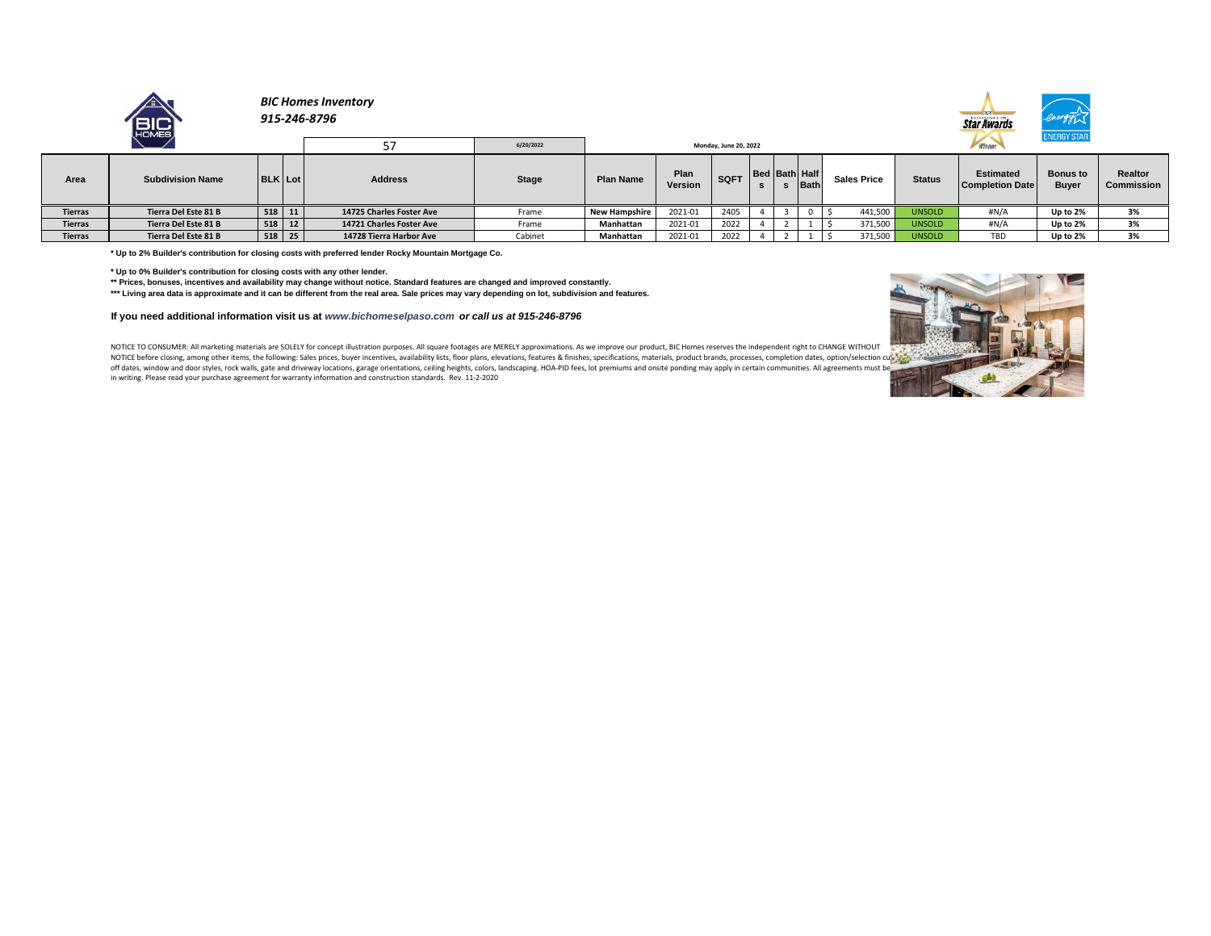***BIC Homes Inventory***
***915-246-8796***

57 | 6/20/2022 | Monday, June 20, 2022

| Area | Subdivision Name | BLK | Lot | Address | Stage | Plan Name | Plan Version | SQFT | Beds | Baths | Half Bath | Sales Price | Status | Estimated Completion Date | Bonus to Buyer | Realtor Commission |
|---|---|---|---|---|---|---|---|---|---|---|---|---|---|---|---|---|
| **Tierras** | **Tierra Del Este 81 B** | 518 | 11 | **14725 Charles Foster Ave** | Frame | **New Hampshire** | 2021-01 | 2405 | 4 | 3 | 0 | $ 441,500 | UNSOLD | #N/A | **Up to 2%** | **3%** |
| **Tierras** | **Tierra Del Este 81 B** | 518 | 12 | **14721 Charles Foster Ave** | Frame | **Manhattan** | 2021-01 | 2022 | 4 | 2 | 1 | $ 371,500 | UNSOLD | #N/A | **Up to 2%** | **3%** |
| **Tierras** | **Tierra Del Este 81 B** | 518 | 25 | **14728 Tierra Harbor Ave** | Cabinet | **Manhattan** | 2021-01 | 2022 | 4 | 2 | 1 | $ 371,500 | UNSOLD | TBD | **Up to 2%** | **3%** |

**\* Up to 2% Builder's contribution for closing costs with preferred lender Rocky Mountain Mortgage Co.**

**\* Up to 0% Builder's contribution for closing costs with any other lender.**

**\*\* Prices, bonuses, incentives and availability may change without notice. Standard features are changed and improved constantly.**

**\*\*\* Living area data is approximate and it can be different from the real area. Sale prices may vary depending on lot, subdivision and features.**

**If you need additional information visit us at *www.bichomeselpaso.com* *or call us at 915-246-8796***

NOTICE TO CONSUMER: All marketing materials are SOLELY for concept illustration purposes. All square footages are MERELY approximations. As we improve our product, BIC Homes reserves the independent right to CHANGE WITHOUT NOTICE before closing, among other items, the following: Sales prices, buyer incentives, availability lists, floor plans, elevations, features & finishes, specifications, materials, product brands, processes, completion dates, option/selection cut off dates, window and door styles, rock walls, gate and driveway locations, garage orientations, ceiling heights, colors, landscaping. HOA-PID fees, lot premiums and onsite ponding may apply in certain communities. All agreements must be in writing. Please read your purchase agreement for warranty information and construction standards. Rev. 11-2-2020